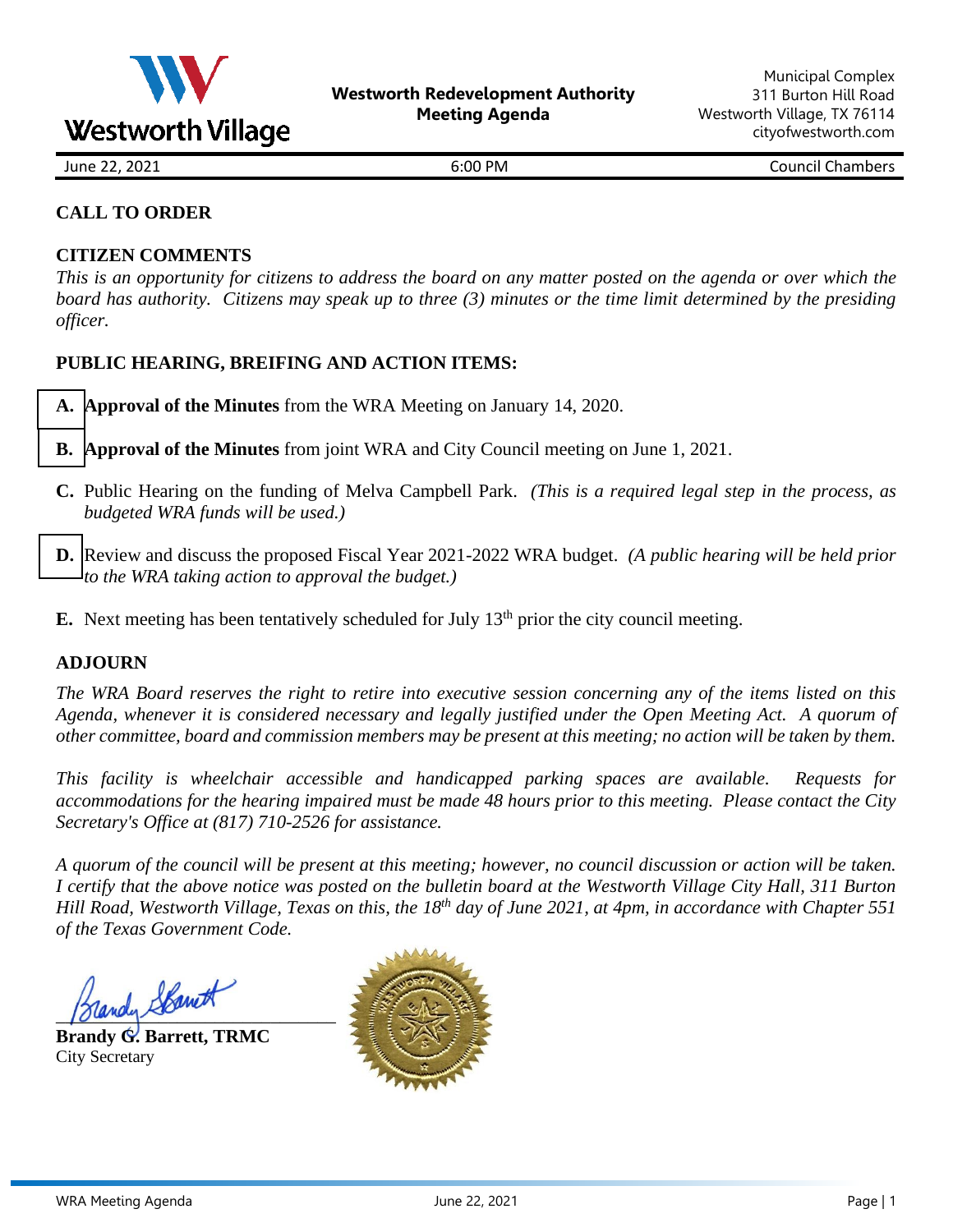Westworth Village

**Westworth Redevelopment Authority**
**Meeting Agenda**

Municipal Complex
311 Burton Hill Road
Westworth Village, TX 76114
cityofwestworth.com

June 22, 2021 | 6:00 PM | Council Chambers

## CALL TO ORDER

## CITIZEN COMMENTS

*This is an opportunity for citizens to address the board on any matter posted on the agenda or over which the board has authority. Citizens may speak up to three (3) minutes or the time limit determined by the presiding officer.*

## PUBLIC HEARING, BREIFING AND ACTION ITEMS:

**A.** **Approval of the Minutes** from the WRA Meeting on January 14, 2020.

**B.** **Approval of the Minutes** from joint WRA and City Council meeting on June 1, 2021.

**C.** Public Hearing on the funding of Melva Campbell Park. *(This is a required legal step in the process, as budgeted WRA funds will be used.)*

**D.** Review and discuss the proposed Fiscal Year 2021-2022 WRA budget. *(A public hearing will be held prior to the WRA taking action to approval the budget.)*

**E.** Next meeting has been tentatively scheduled for July 13th prior the city council meeting.

## ADJOURN

*The WRA Board reserves the right to retire into executive session concerning any of the items listed on this Agenda, whenever it is considered necessary and legally justified under the Open Meeting Act. A quorum of other committee, board and commission members may be present at this meeting; no action will be taken by them.*

*This facility is wheelchair accessible and handicapped parking spaces are available. Requests for accommodations for the hearing impaired must be made 48 hours prior to this meeting. Please contact the City Secretary's Office at (817) 710-2526 for assistance.*

*A quorum of the council will be present at this meeting; however, no council discussion or action will be taken. I certify that the above notice was posted on the bulletin board at the Westworth Village City Hall, 311 Burton Hill Road, Westworth Village, Texas on this, the 18th day of June 2021, at 4pm, in accordance with Chapter 551 of the Texas Government Code.*

**Brandy G. Barrett, TRMC**
City Secretary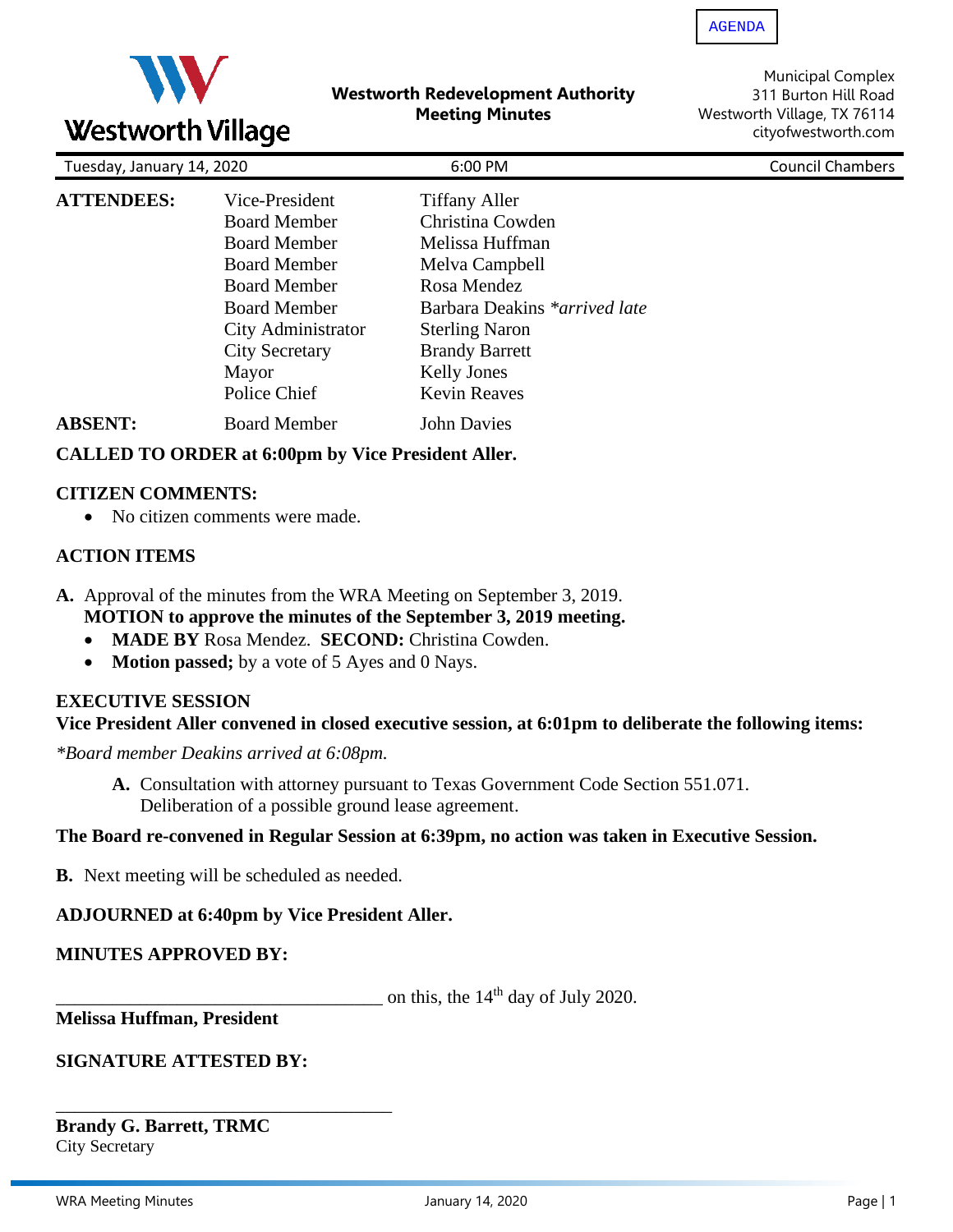AGENDA

# Westworth Redevelopment Authority Meeting Minutes

Municipal Complex
311 Burton Hill Road
Westworth Village, TX 76114
cityofwestworth.com

Tuesday, January 14, 2020 | 6:00 PM | Council Chambers

| | | |
|---|---|---|
| **ATTENDEES:** | Vice-President | Tiffany Aller |
| | Board Member | Christina Cowden |
| | Board Member | Melissa Huffman |
| | Board Member | Melva Campbell |
| | Board Member | Rosa Mendez |
| | Board Member | Barbara Deakins *arrived late* |
| | City Administrator | Sterling Naron |
| | City Secretary | Brandy Barrett |
| | Mayor | Kelly Jones |
| | Police Chief | Kevin Reaves |
| **ABSENT:** | Board Member | John Davies |

**CALLED TO ORDER at 6:00pm by Vice President Aller.**

**CITIZEN COMMENTS:**

- No citizen comments were made.

**ACTION ITEMS**

**A.** Approval of the minutes from the WRA Meeting on September 3, 2019.
**MOTION to approve the minutes of the September 3, 2019 meeting.**
- **MADE BY** Rosa Mendez. **SECOND:** Christina Cowden.
- **Motion passed;** by a vote of 5 Ayes and 0 Nays.

**EXECUTIVE SESSION**

**Vice President Aller convened in closed executive session, at 6:01pm to deliberate the following items:**

*\*Board member Deakins arrived at 6:08pm.*

**A.** Consultation with attorney pursuant to Texas Government Code Section 551.071. Deliberation of a possible ground lease agreement.

**The Board re-convened in Regular Session at 6:39pm, no action was taken in Executive Session.**

**B.** Next meeting will be scheduled as needed.

**ADJOURNED at 6:40pm by Vice President Aller.**

**MINUTES APPROVED BY:**

___________________________________ on this, the 14th day of July 2020.
**Melissa Huffman, President**

**SIGNATURE ATTESTED BY:**

___________________________________
**Brandy G. Barrett, TRMC**
City Secretary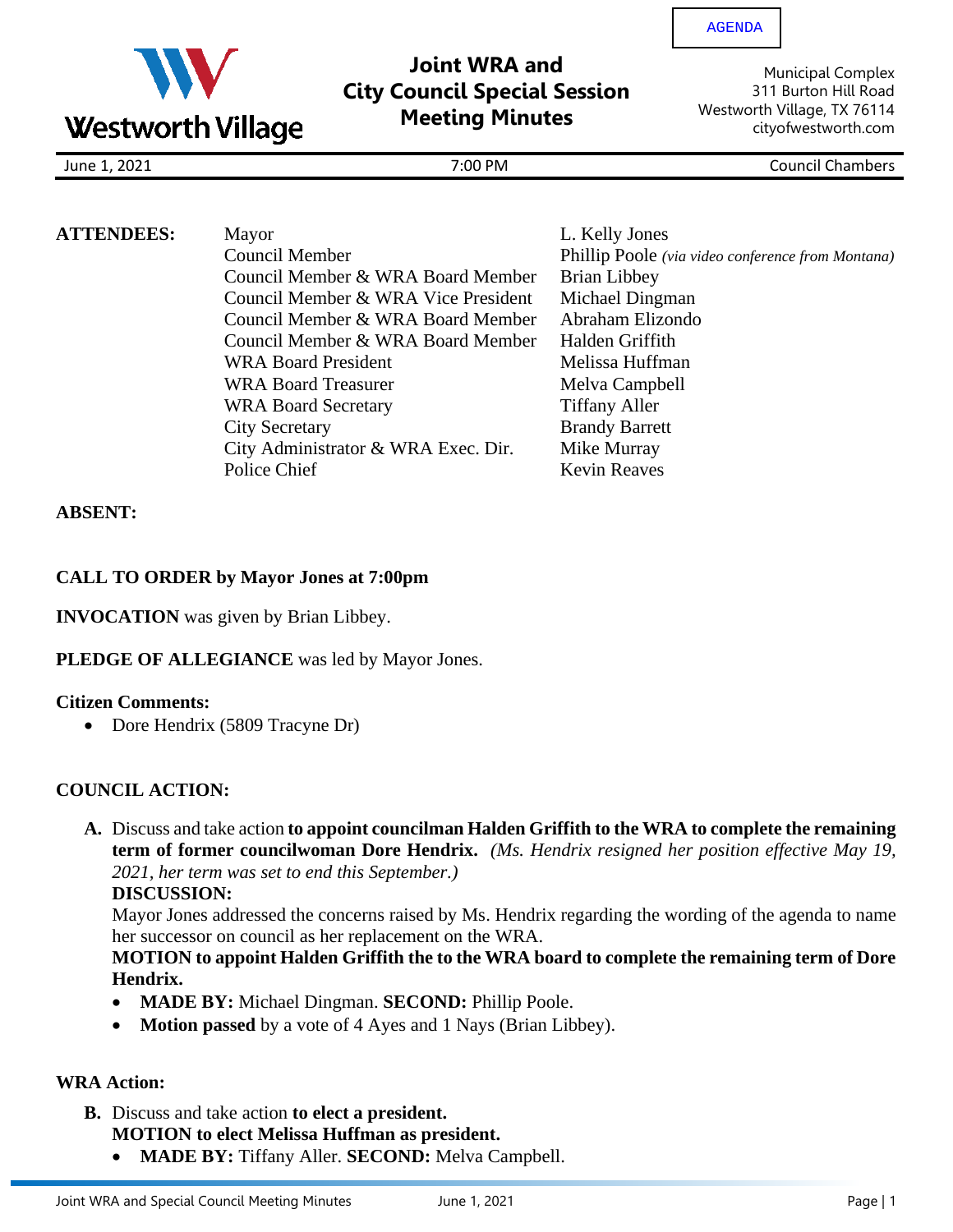AGENDA

# Joint WRA and City Council Special Session Meeting Minutes

Westworth Village

Municipal Complex
311 Burton Hill Road
Westworth Village, TX 76114
cityofwestworth.com

June 1, 2021 | 7:00 PM | Council Chambers

**ATTENDEES:**

| | |
|---|---|
| Mayor | L. Kelly Jones |
| Council Member | Phillip Poole *(via video conference from Montana)* |
| Council Member & WRA Board Member | Brian Libbey |
| Council Member & WRA Vice President | Michael Dingman |
| Council Member & WRA Board Member | Abraham Elizondo |
| Council Member & WRA Board Member | Halden Griffith |
| WRA Board President | Melissa Huffman |
| WRA Board Treasurer | Melva Campbell |
| WRA Board Secretary | Tiffany Aller |
| City Secretary | Brandy Barrett |
| City Administrator & WRA Exec. Dir. | Mike Murray |
| Police Chief | Kevin Reaves |

**ABSENT:**

**CALL TO ORDER by Mayor Jones at 7:00pm**

**INVOCATION** was given by Brian Libbey.

**PLEDGE OF ALLEGIANCE** was led by Mayor Jones.

**Citizen Comments:**

- Dore Hendrix (5809 Tracyne Dr)

**COUNCIL ACTION:**

**A.** Discuss and take action **to appoint councilman Halden Griffith to the WRA to complete the remaining term of former councilwoman Dore Hendrix.** *(Ms. Hendrix resigned her position effective May 19, 2021, her term was set to end this September.)*

**DISCUSSION:**

Mayor Jones addressed the concerns raised by Ms. Hendrix regarding the wording of the agenda to name her successor on council as her replacement on the WRA.

**MOTION to appoint Halden Griffith the to the WRA board to complete the remaining term of Dore Hendrix.**

- **MADE BY:** Michael Dingman. **SECOND:** Phillip Poole.
- **Motion passed** by a vote of 4 Ayes and 1 Nays (Brian Libbey).

**WRA Action:**

**B.** Discuss and take action **to elect a president.**

**MOTION to elect Melissa Huffman as president.**

- **MADE BY:** Tiffany Aller. **SECOND:** Melva Campbell.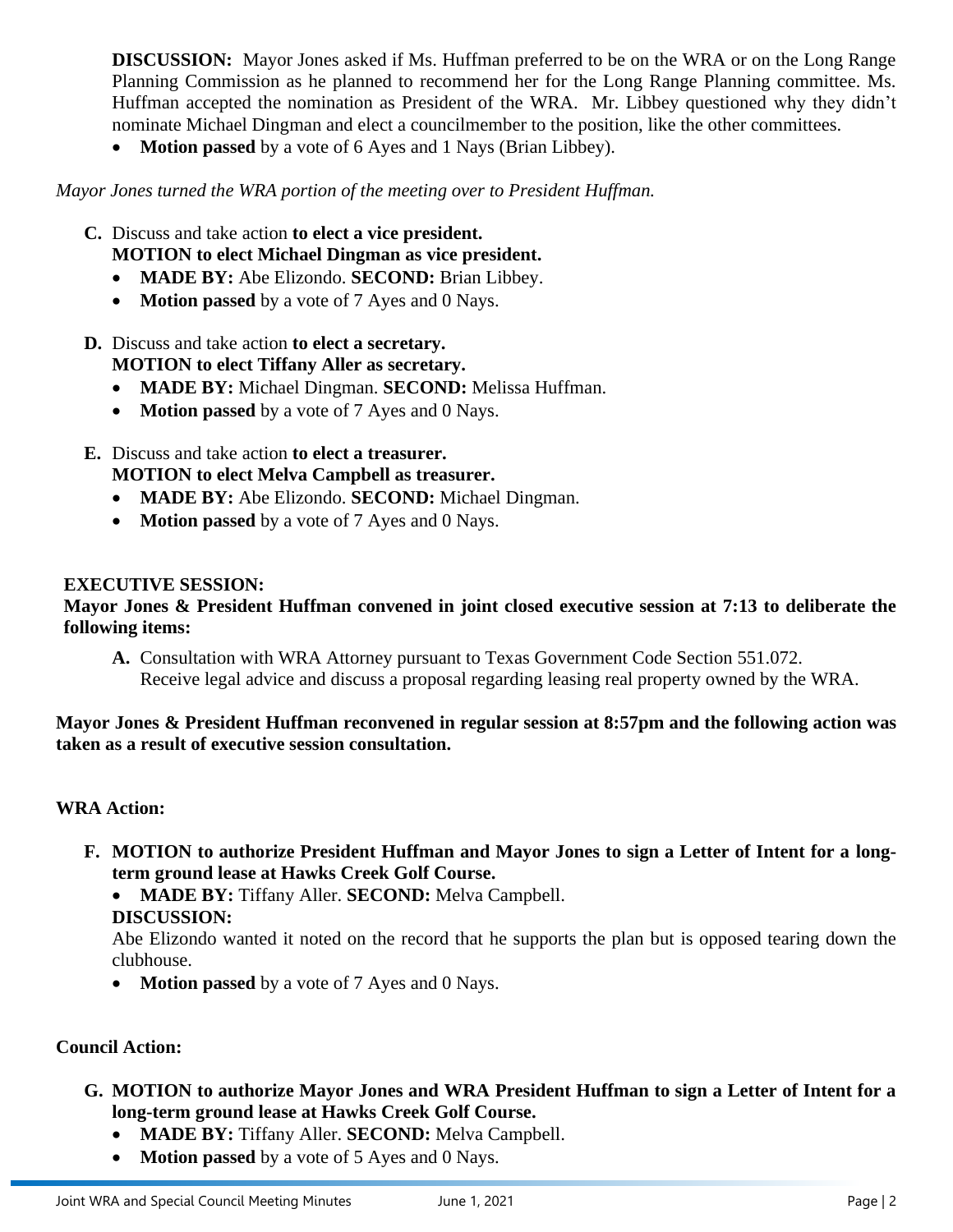**DISCUSSION:** Mayor Jones asked if Ms. Huffman preferred to be on the WRA or on the Long Range Planning Commission as he planned to recommend her for the Long Range Planning committee. Ms. Huffman accepted the nomination as President of the WRA. Mr. Libbey questioned why they didn't nominate Michael Dingman and elect a councilmember to the position, like the other committees.

- **Motion passed** by a vote of 6 Ayes and 1 Nays (Brian Libbey).

*Mayor Jones turned the WRA portion of the meeting over to President Huffman.*

**C.** Discuss and take action **to elect a vice president.**
**MOTION to elect Michael Dingman as vice president.**
- **MADE BY:** Abe Elizondo. **SECOND:** Brian Libbey.
- **Motion passed** by a vote of 7 Ayes and 0 Nays.

**D.** Discuss and take action **to elect a secretary.**
**MOTION to elect Tiffany Aller as secretary.**
- **MADE BY:** Michael Dingman. **SECOND:** Melissa Huffman.
- **Motion passed** by a vote of 7 Ayes and 0 Nays.

**E.** Discuss and take action **to elect a treasurer.**
**MOTION to elect Melva Campbell as treasurer.**
- **MADE BY:** Abe Elizondo. **SECOND:** Michael Dingman.
- **Motion passed** by a vote of 7 Ayes and 0 Nays.

**EXECUTIVE SESSION:**

**Mayor Jones & President Huffman convened in joint closed executive session at 7:13 to deliberate the following items:**

**A.** Consultation with WRA Attorney pursuant to Texas Government Code Section 551.072. Receive legal advice and discuss a proposal regarding leasing real property owned by the WRA.

**Mayor Jones & President Huffman reconvened in regular session at 8:57pm and the following action was taken as a result of executive session consultation.**

**WRA Action:**

**F. MOTION to authorize President Huffman and Mayor Jones to sign a Letter of Intent for a long-term ground lease at Hawks Creek Golf Course.**
- **MADE BY:** Tiffany Aller. **SECOND:** Melva Campbell.

**DISCUSSION:**
Abe Elizondo wanted it noted on the record that he supports the plan but is opposed tearing down the clubhouse.
- **Motion passed** by a vote of 7 Ayes and 0 Nays.

**Council Action:**

**G. MOTION to authorize Mayor Jones and WRA President Huffman to sign a Letter of Intent for a long-term ground lease at Hawks Creek Golf Course.**
- **MADE BY:** Tiffany Aller. **SECOND:** Melva Campbell.
- **Motion passed** by a vote of 5 Ayes and 0 Nays.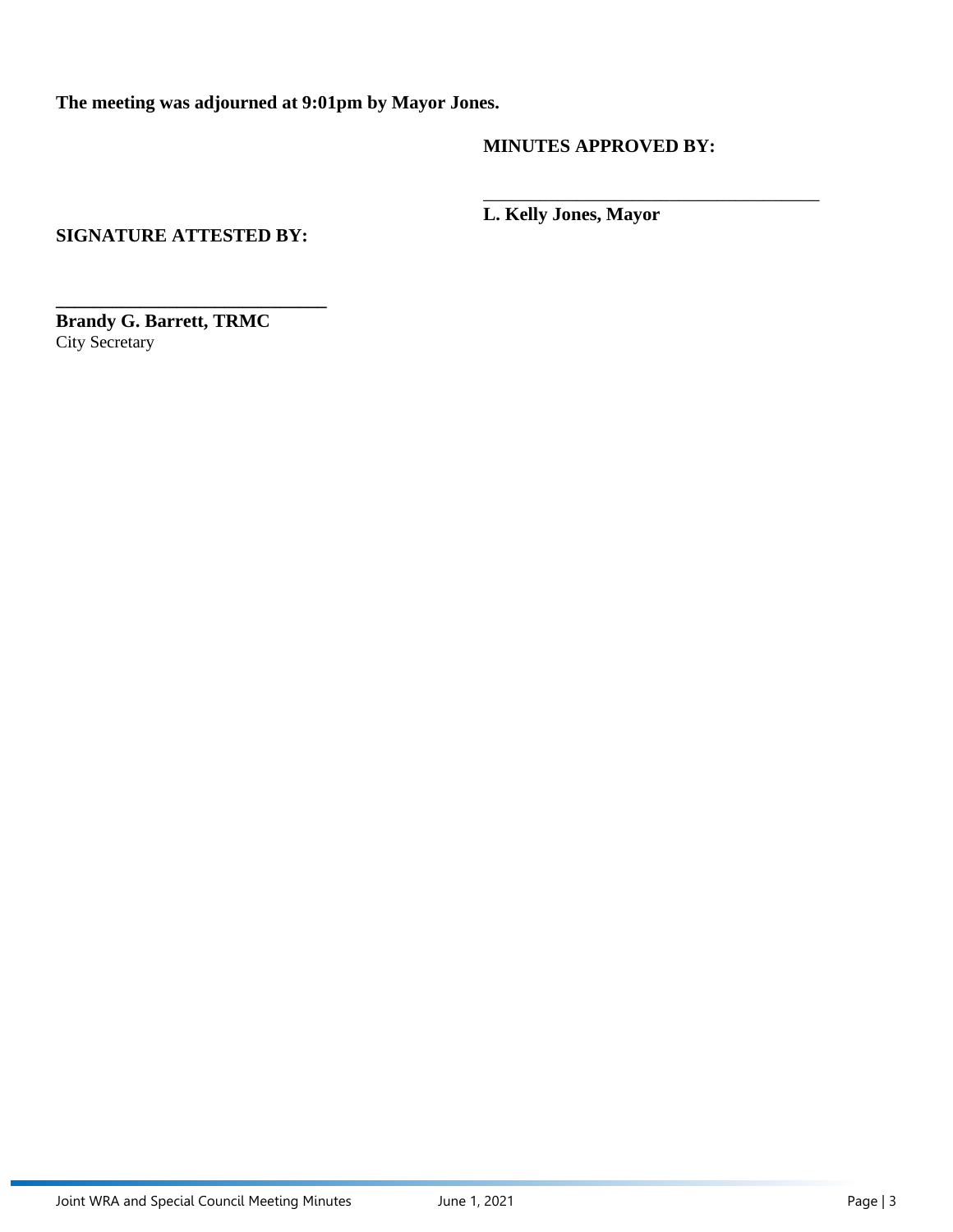**The meeting was adjourned at 9:01pm by Mayor Jones.**

**MINUTES APPROVED BY:**

\_\_\_\_\_\_\_\_\_\_\_\_\_\_\_\_\_\_\_\_\_\_\_\_\_\_\_\_\_\_\_\_\_\_\_\_\_\_\_

**L. Kelly Jones, Mayor**

**SIGNATURE ATTESTED BY:**

\_\_\_\_\_\_\_\_\_\_\_\_\_\_\_\_\_\_\_\_\_\_\_\_\_\_\_\_\_\_

**Brandy G. Barrett, TRMC**
City Secretary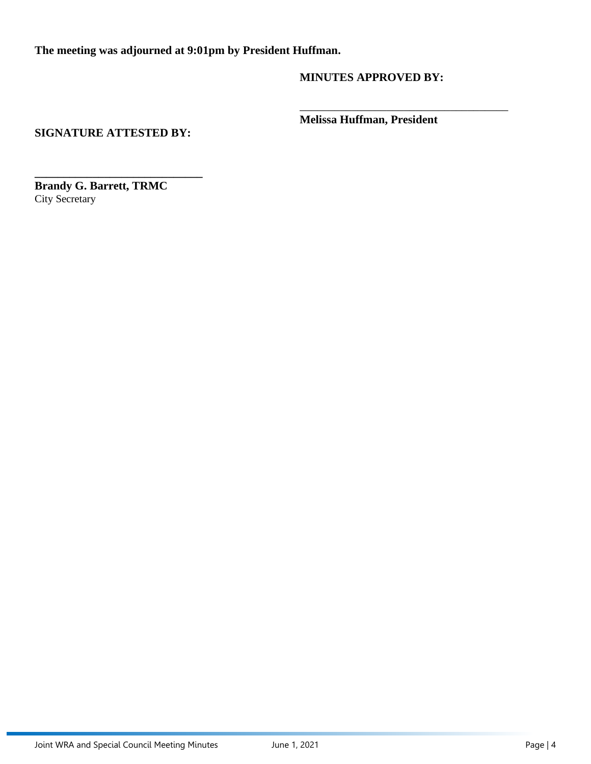**The meeting was adjourned at 9:01pm by President Huffman.**

**MINUTES APPROVED BY:**

_______________________________________

**Melissa Huffman, President**

**SIGNATURE ATTESTED BY:**

_______________________________

**Brandy G. Barrett, TRMC**
City Secretary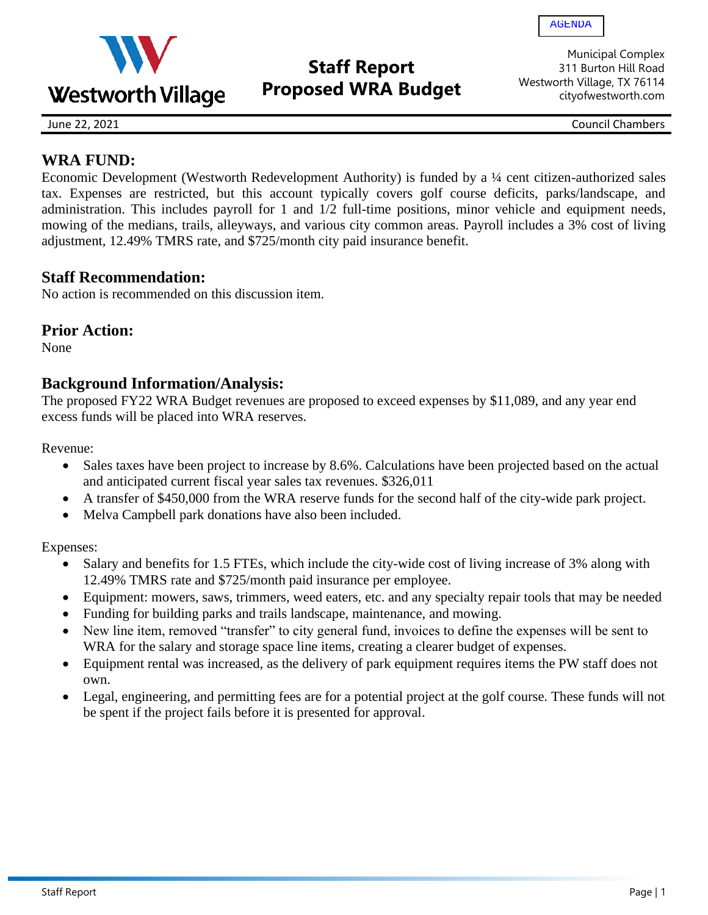AGENDA

Westworth Village

# Staff Report
# Proposed WRA Budget

Municipal Complex
311 Burton Hill Road
Westworth Village, TX 76114
cityofwestworth.com

June 22, 2021 — Council Chambers

## WRA FUND:

Economic Development (Westworth Redevelopment Authority) is funded by a ¼ cent citizen-authorized sales tax. Expenses are restricted, but this account typically covers golf course deficits, parks/landscape, and administration. This includes payroll for 1 and 1/2 full-time positions, minor vehicle and equipment needs, mowing of the medians, trails, alleyways, and various city common areas. Payroll includes a 3% cost of living adjustment, 12.49% TMRS rate, and $725/month city paid insurance benefit.

## Staff Recommendation:

No action is recommended on this discussion item.

## Prior Action:

None

## Background Information/Analysis:

The proposed FY22 WRA Budget revenues are proposed to exceed expenses by $11,089, and any year end excess funds will be placed into WRA reserves.

Revenue:

- Sales taxes have been project to increase by 8.6%. Calculations have been projected based on the actual and anticipated current fiscal year sales tax revenues. $326,011
- A transfer of $450,000 from the WRA reserve funds for the second half of the city-wide park project.
- Melva Campbell park donations have also been included.

Expenses:

- Salary and benefits for 1.5 FTEs, which include the city-wide cost of living increase of 3% along with 12.49% TMRS rate and $725/month paid insurance per employee.
- Equipment: mowers, saws, trimmers, weed eaters, etc. and any specialty repair tools that may be needed
- Funding for building parks and trails landscape, maintenance, and mowing.
- New line item, removed "transfer" to city general fund, invoices to define the expenses will be sent to WRA for the salary and storage space line items, creating a clearer budget of expenses.
- Equipment rental was increased, as the delivery of park equipment requires items the PW staff does not own.
- Legal, engineering, and permitting fees are for a potential project at the golf course. These funds will not be spent if the project fails before it is presented for approval.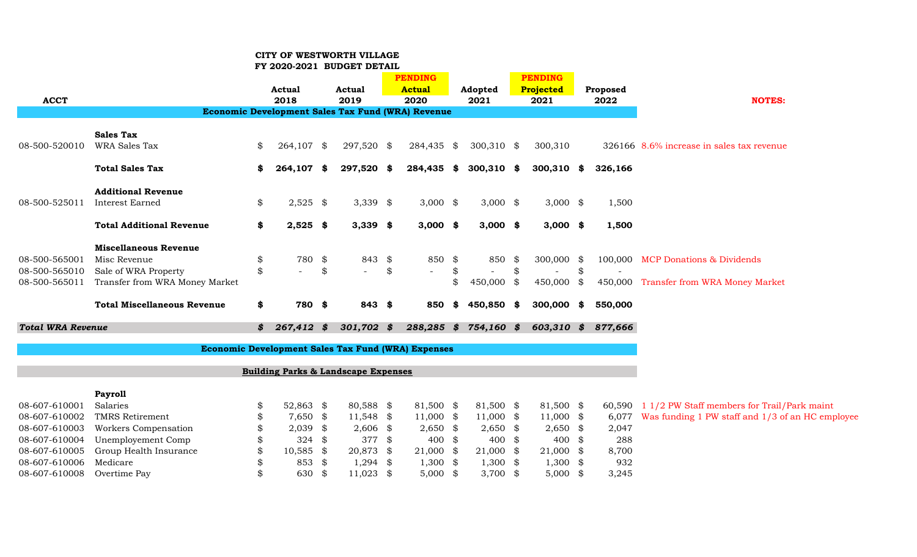**CITY OF WESTWORTH VILLAGE**
**FY 2020-2021 BUDGET DETAIL**

| ACCT | | Actual 2018 | Actual 2019 | PENDING Actual 2020 | Adopted 2021 | PENDING Projected 2021 | Proposed 2022 | NOTES: |
|---|---|---|---|---|---|---|---|---|
| | **Economic Development Sales Tax Fund (WRA) Revenue** | | | | | | | |
| | **Sales Tax** | | | | | | | |
| 08-500-520010 | WRA Sales Tax | $ 264,107 | $ 297,520 | $ 284,435 | $ 300,310 | $ 300,310 | 326166 | 8.6% increase in sales tax revenue |
| | **Total Sales Tax** | **$ 264,107** | **$ 297,520** | **$ 284,435** | **$ 300,310** | **$ 300,310** | **$ 326,166** | |
| | **Additional Revenue** | | | | | | | |
| 08-500-525011 | Interest Earned | $ 2,525 | $ 3,339 | $ 3,000 | $ 3,000 | $ 3,000 | $ 1,500 | |
| | **Total Additional Revenue** | **$ 2,525** | **$ 3,339** | **$ 3,000** | **$ 3,000** | **$ 3,000** | **$ 1,500** | |
| | **Miscellaneous Revenue** | | | | | | | |
| 08-500-565001 | Misc Revenue | $ 780 | $ 843 | $ 850 | $ 850 | $ 300,000 | $ 100,000 | MCP Donations & Dividends |
| 08-500-565010 | Sale of WRA Property | $ - | $ - | $ - | $ - | $ - | $ - | |
| 08-500-565011 | Transfer from WRA Money Market | | | | $ 450,000 | $ 450,000 | $ 450,000 | Transfer from WRA Money Market |
| | **Total Miscellaneous Revenue** | **$ 780** | **$ 843** | **$ 850** | **$ 450,850** | **$ 300,000** | **$ 550,000** | |
| ***Total WRA Revenue*** | | ***$ 267,412*** | ***$ 301,702*** | ***$ 288,285*** | ***$ 754,160*** | ***$ 603,310*** | ***$ 877,666*** | |
| | **Economic Development Sales Tax Fund (WRA) Expenses** | | | | | | | |
| | **Building Parks & Landscape Expenses** | | | | | | | |
| | **Payroll** | | | | | | | |
| 08-607-610001 | Salaries | $ 52,863 | $ 80,588 | $ 81,500 | $ 81,500 | $ 81,500 | $ 60,590 | 1 1/2 PW Staff members for Trail/Park maint |
| 08-607-610002 | TMRS Retirement | $ 7,650 | $ 11,548 | $ 11,000 | $ 11,000 | $ 11,000 | $ 6,077 | Was funding 1 PW staff and 1/3 of an HC employee |
| 08-607-610003 | Workers Compensation | $ 2,039 | $ 2,606 | $ 2,650 | $ 2,650 | $ 2,650 | $ 2,047 | |
| 08-607-610004 | Unemployement Comp | $ 324 | $ 377 | $ 400 | $ 400 | $ 400 | $ 288 | |
| 08-607-610005 | Group Health Insurance | $ 10,585 | $ 20,873 | $ 21,000 | $ 21,000 | $ 21,000 | $ 8,700 | |
| 08-607-610006 | Medicare | $ 853 | $ 1,294 | $ 1,300 | $ 1,300 | $ 1,300 | $ 932 | |
| 08-607-610008 | Overtime Pay | $ 630 | $ 11,023 | $ 5,000 | $ 3,700 | $ 5,000 | $ 3,245 | |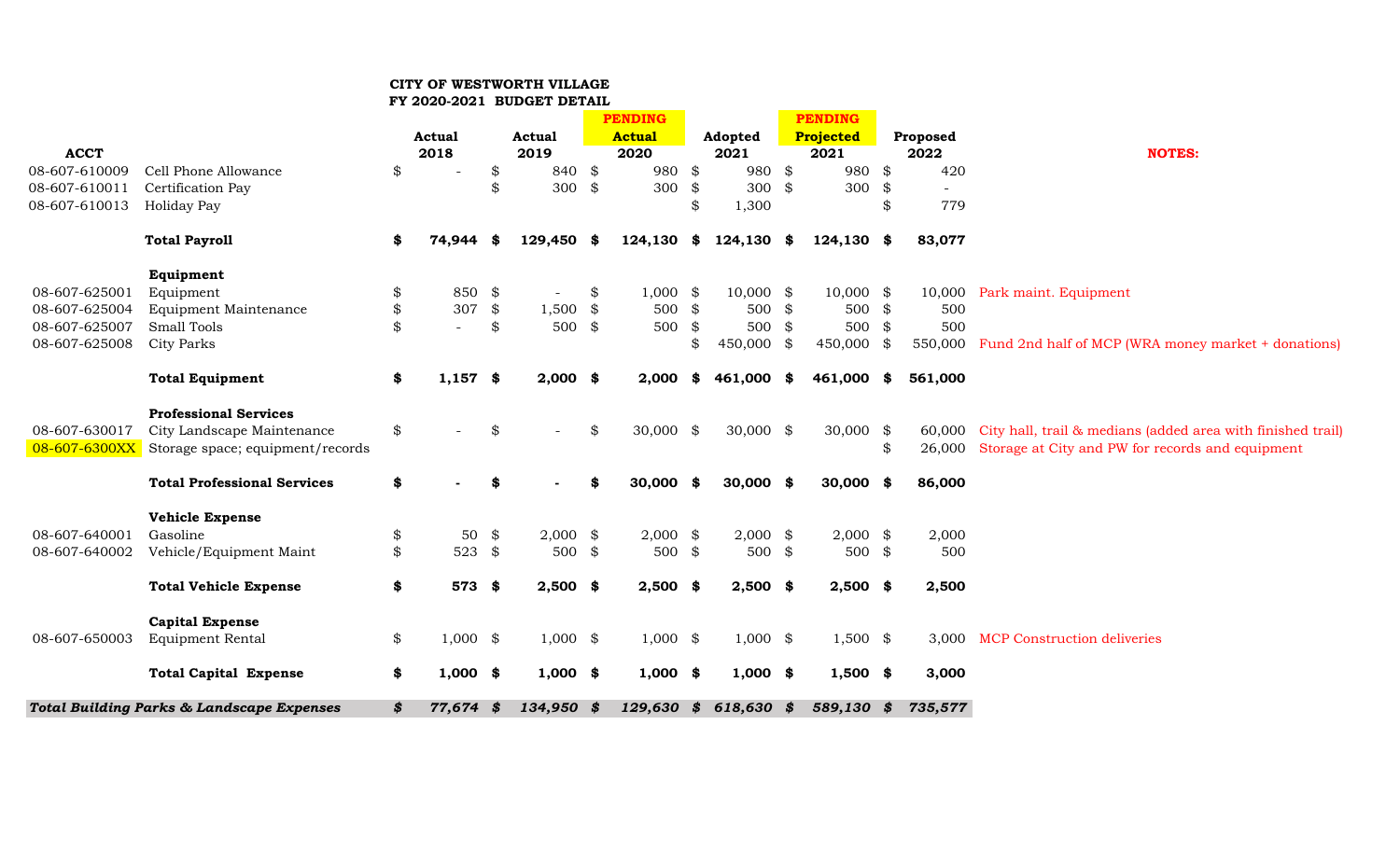**CITY OF WESTWORTH VILLAGE**
**FY 2020-2021 BUDGET DETAIL**

| ACCT | | Actual 2018 | Actual 2019 | PENDING Actual 2020 | Adopted 2021 | PENDING Projected 2021 | Proposed 2022 | NOTES: |
|---|---|---|---|---|---|---|---|---|
| 08-607-610009 | Cell Phone Allowance | $ - | $ 840 | $ 980 | $ 980 | $ 980 | $ 420 | |
| 08-607-610011 | Certification Pay | | $ 300 | $ 300 | $ 300 | $ 300 | $ - | |
| 08-607-610013 | Holiday Pay | | | | $ 1,300 | | $ 779 | |
| | **Total Payroll** | **$ 74,944** | **$ 129,450** | **$ 124,130** | **$ 124,130** | **$ 124,130** | **$ 83,077** | |
| | **Equipment** | | | | | | | |
| 08-607-625001 | Equipment | $ 850 | $ - | $ 1,000 | $ 10,000 | $ 10,000 | $ 10,000 | Park maint. Equipment |
| 08-607-625004 | Equipment Maintenance | $ 307 | $ 1,500 | $ 500 | $ 500 | $ 500 | $ 500 | |
| 08-607-625007 | Small Tools | $ - | $ 500 | $ 500 | $ 500 | $ 500 | $ 500 | |
| 08-607-625008 | City Parks | | | | $ 450,000 | $ 450,000 | $ 550,000 | Fund 2nd half of MCP (WRA money market + donations) |
| | **Total Equipment** | **$ 1,157** | **$ 2,000** | **$ 2,000** | **$ 461,000** | **$ 461,000** | **$ 561,000** | |
| | **Professional Services** | | | | | | | |
| 08-607-630017 | City Landscape Maintenance | $ - | $ - | $ 30,000 | $ 30,000 | $ 30,000 | $ 60,000 | City hall, trail & medians (added area with finished trail) |
| 08-607-6300XX | Storage space; equipment/records | | | | | | $ 26,000 | Storage at City and PW for records and equipment |
| | **Total Professional Services** | **$ -** | **$ -** | **$ 30,000** | **$ 30,000** | **$ 30,000** | **$ 86,000** | |
| | **Vehicle Expense** | | | | | | | |
| 08-607-640001 | Gasoline | $ 50 | $ 2,000 | $ 2,000 | $ 2,000 | $ 2,000 | $ 2,000 | |
| 08-607-640002 | Vehicle/Equipment Maint | $ 523 | $ 500 | $ 500 | $ 500 | $ 500 | $ 500 | |
| | **Total Vehicle Expense** | **$ 573** | **$ 2,500** | **$ 2,500** | **$ 2,500** | **$ 2,500** | **$ 2,500** | |
| | **Capital Expense** | | | | | | | |
| 08-607-650003 | Equipment Rental | $ 1,000 | $ 1,000 | $ 1,000 | $ 1,000 | $ 1,500 | $ 3,000 | MCP Construction deliveries |
| | **Total Capital Expense** | **$ 1,000** | **$ 1,000** | **$ 1,000** | **$ 1,000** | **$ 1,500** | **$ 3,000** | |
| ***Total Building Parks & Landscape Expenses*** | | ***$ 77,674*** | ***$ 134,950*** | ***$ 129,630*** | ***$ 618,630*** | ***$ 589,130*** | ***$ 735,577*** | |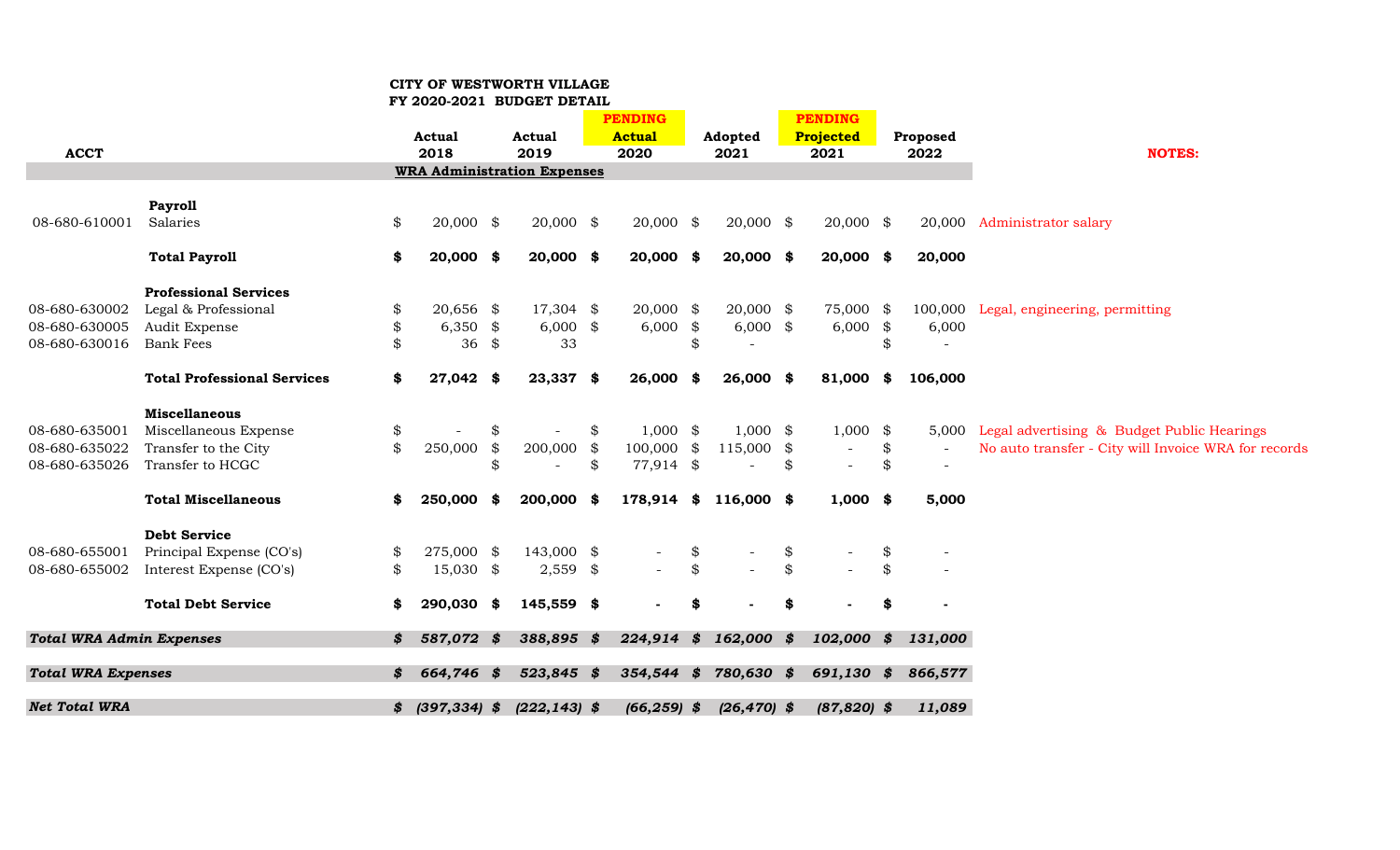**CITY OF WESTWORTH VILLAGE**
**FY 2020-2021 BUDGET DETAIL**

| ACCT | | Actual 2018 | Actual 2019 | PENDING Actual 2020 | Adopted 2021 | PENDING Projected 2021 | Proposed 2022 | NOTES: |
|---|---|---|---|---|---|---|---|---|
| | **WRA Administration Expenses** | | | | | | | |
| | **Payroll** | | | | | | | |
| 08-680-610001 | Salaries | $ 20,000 | $ 20,000 | $ 20,000 | $ 20,000 | $ 20,000 | $ 20,000 | Administrator salary |
| | **Total Payroll** | **$ 20,000** | **$ 20,000** | **$ 20,000** | **$ 20,000** | **$ 20,000** | **$ 20,000** | |
| | **Professional Services** | | | | | | | |
| 08-680-630002 | Legal & Professional | $ 20,656 | $ 17,304 | $ 20,000 | $ 20,000 | $ 75,000 | $ 100,000 | Legal, engineering, permitting |
| 08-680-630005 | Audit Expense | $ 6,350 | $ 6,000 | $ 6,000 | $ 6,000 | $ 6,000 | $ 6,000 | |
| 08-680-630016 | Bank Fees | $ 36 | $ 33 | | $ - | | $ - | |
| | **Total Professional Services** | **$ 27,042** | **$ 23,337** | **$ 26,000** | **$ 26,000** | **$ 81,000** | **$ 106,000** | |
| | **Miscellaneous** | | | | | | | |
| 08-680-635001 | Miscellaneous Expense | $ - | $ - | $ 1,000 | $ 1,000 | $ 1,000 | $ 5,000 | Legal advertising & Budget Public Hearings |
| 08-680-635022 | Transfer to the City | $ 250,000 | $ 200,000 | $ 100,000 | $ 115,000 | $ - | $ - | No auto transfer - City will Invoice WRA for records |
| 08-680-635026 | Transfer to HCGC | | $ - | $ 77,914 | $ - | $ - | $ - | |
| | **Total Miscellaneous** | **$ 250,000** | **$ 200,000** | **$ 178,914** | **$ 116,000** | **$ 1,000** | **$ 5,000** | |
| | **Debt Service** | | | | | | | |
| 08-680-655001 | Principal Expense (CO's) | $ 275,000 | $ 143,000 | $ - | $ - | $ - | $ - | |
| 08-680-655002 | Interest Expense (CO's) | $ 15,030 | $ 2,559 | $ - | $ - | $ - | $ - | |
| | **Total Debt Service** | **$ 290,030** | **$ 145,559** | **$ -** | **$ -** | **$ -** | **$ -** | |
| ***Total WRA Admin Expenses*** | | ***$ 587,072*** | ***$ 388,895*** | ***$ 224,914*** | ***$ 162,000*** | ***$ 102,000*** | ***$ 131,000*** | |
| ***Total WRA Expenses*** | | ***$ 664,746*** | ***$ 523,845*** | ***$ 354,544*** | ***$ 780,630*** | ***$ 691,130*** | ***$ 866,577*** | |
| ***Net Total WRA*** | | ***$ (397,334)*** | ***$ (222,143)*** | ***$ (66,259)*** | ***$ (26,470)*** | ***$ (87,820)*** | ***$ 11,089*** | |